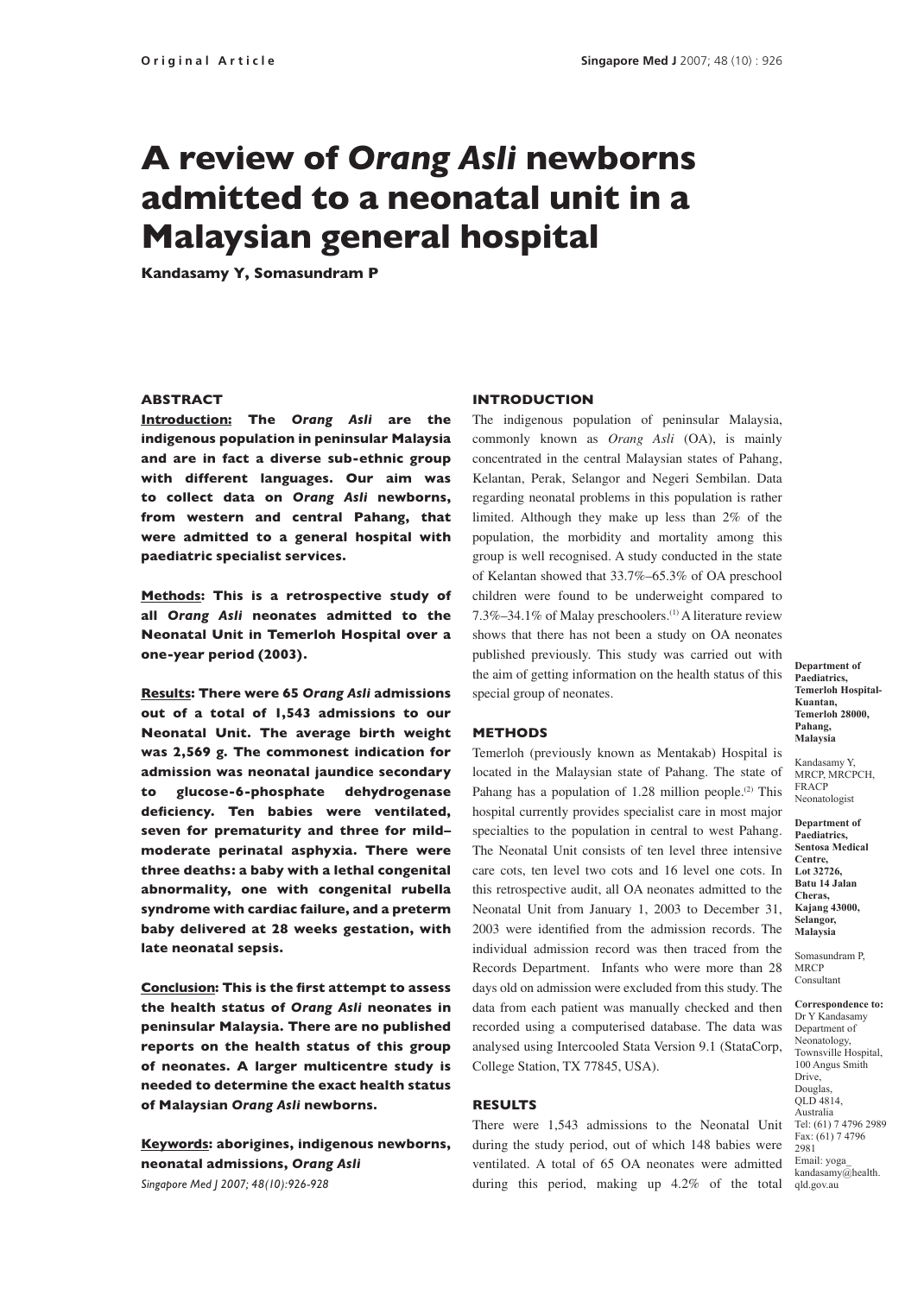# A review of *Orang Asli* newborns admitted to a neonatal unit in a Malaysian general hospital

**Kandasamy Y, Somasundram P**

## ABSTRACT

**Introduction: The *Orang Asli* are the indigenous population in peninsular Malaysia and are in fact a diverse sub-ethnic group with different languages. Our aim was to collect data on *Orang Asli* newborns, from western and central Pahang, that were admitted to a general hospital with paediatric specialist services.**

**Methods: This is a retrospective study of all *Orang Asli* neonates admitted to the Neonatal Unit in Temerloh Hospital over a one-year period (2003).**

**Results: There were 65 *Orang Asli* admissions out of a total of 1,543 admissions to our Neonatal Unit. The average birth weight was 2,569 g. The commonest indication for admission was neonatal jaundice secondary to glucose-6-phosphate dehydrogenase deficiency. Ten babies were ventilated, seven for prematurity and three for mild–moderate perinatal asphyxia. There were three deaths: a baby with a lethal congenital abnormality, one with congenital rubella syndrome with cardiac failure, and a preterm baby delivered at 28 weeks gestation, with late neonatal sepsis.**

**Conclusion: This is the first attempt to assess the health status of *Orang Asli* neonates in peninsular Malaysia. There are no published reports on the health status of this group of neonates. A larger multicentre study is needed to determine the exact health status of Malaysian *Orang Asli* newborns.**

**Keywords: aborigines, indigenous newborns, neonatal admissions, *Orang Asli***

*Singapore Med J 2007; 48(10):926-928*

## INTRODUCTION

The indigenous population of peninsular Malaysia, commonly known as *Orang Asli* (OA), is mainly concentrated in the central Malaysian states of Pahang, Kelantan, Perak, Selangor and Negeri Sembilan. Data regarding neonatal problems in this population is rather limited. Although they make up less than 2% of the population, the morbidity and mortality among this group is well recognised. A study conducted in the state of Kelantan showed that 33.7%–65.3% of OA preschool children were found to be underweight compared to 7.3%–34.1% of Malay preschoolers.[1] A literature review shows that there has not been a study on OA neonates published previously. This study was carried out with the aim of getting information on the health status of this special group of neonates.

## METHODS

Temerloh (previously known as Mentakab) Hospital is located in the Malaysian state of Pahang. The state of Pahang has a population of 1.28 million people.[2] This hospital currently provides specialist care in most major specialties to the population in central to west Pahang. The Neonatal Unit consists of ten level three intensive care cots, ten level two cots and 16 level one cots. In this retrospective audit, all OA neonates admitted to the Neonatal Unit from January 1, 2003 to December 31, 2003 were identified from the admission records. The individual admission record was then traced from the Records Department. Infants who were more than 28 days old on admission were excluded from this study. The data from each patient was manually checked and then recorded using a computerised database. The data was analysed using Intercooled Stata Version 9.1 (StataCorp, College Station, TX 77845, USA).

## RESULTS

There were 1,543 admissions to the Neonatal Unit during the study period, out of which 148 babies were ventilated. A total of 65 OA neonates were admitted during this period, making up 4.2% of the total

**Department of Paediatrics, Temerloh Hospital-Kuantan, Temerloh 28000, Pahang, Malaysia**

Kandasamy Y, MRCP, MRCPCH, FRACP
Neonatologist

**Department of Paediatrics, Sentosa Medical Centre, Lot 32726, Batu 14 Jalan Cheras, Kajang 43000, Selangor, Malaysia**

Somasundram P, MRCP
Consultant

**Correspondence to:** Dr Y Kandasamy
Department of Neonatology, Townsville Hospital, 100 Angus Smith Drive, Douglas, QLD 4814, Australia
Tel: (61) 7 4796 2989
Fax: (61) 7 4796 2981
Email: yoga_kandasamy@health.qld.gov.au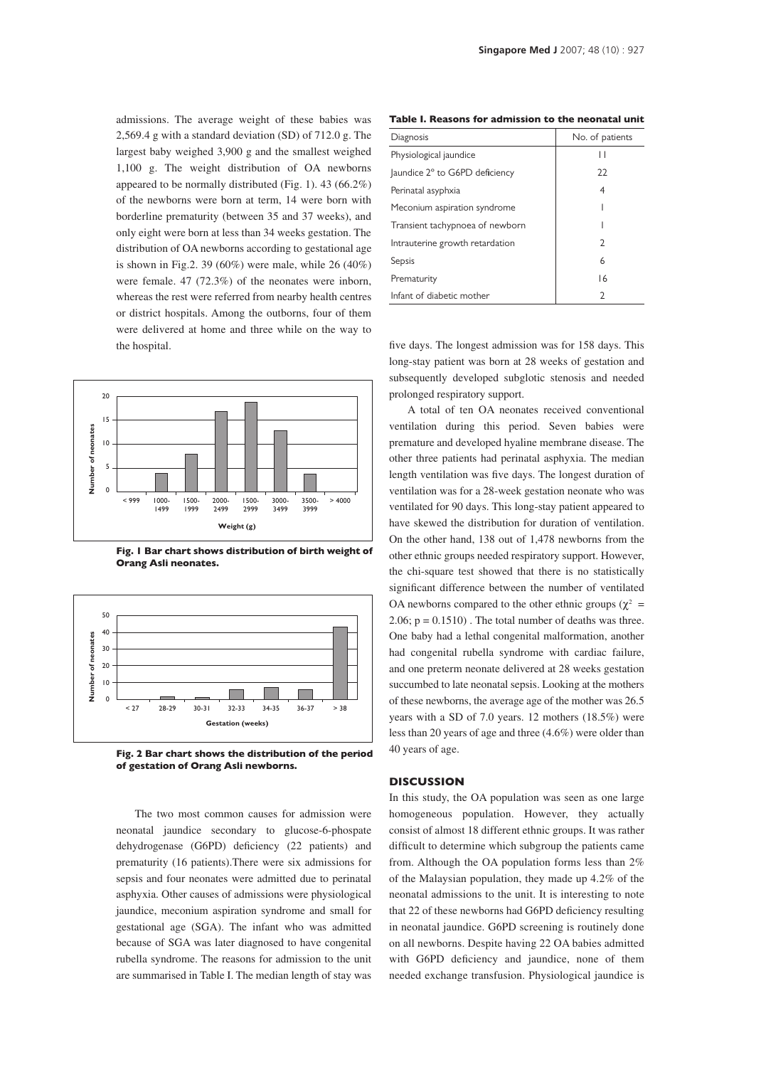admissions. The average weight of these babies was 2,569.4 g with a standard deviation (SD) of 712.0 g. The largest baby weighed 3,900 g and the smallest weighed 1,100 g. The weight distribution of OA newborns appeared to be normally distributed (Fig. 1). 43 (66.2%) of the newborns were born at term, 14 were born with borderline prematurity (between 35 and 37 weeks), and only eight were born at less than 34 weeks gestation. The distribution of OA newborns according to gestational age is shown in Fig.2. 39 (60%) were male, while 26 (40%) were female. 47 (72.3%) of the neonates were inborn, whereas the rest were referred from nearby health centres or district hospitals. Among the outborns, four of them were delivered at home and three while on the way to the hospital.

**Fig. 1 Bar chart shows distribution of birth weight of Orang Asli neonates.**

**Fig. 2 Bar chart shows the distribution of the period of gestation of Orang Asli newborns.**

The two most common causes for admission were neonatal jaundice secondary to glucose-6-phospate dehydrogenase (G6PD) deficiency (22 patients) and prematurity (16 patients).There were six admissions for sepsis and four neonates were admitted due to perinatal asphyxia. Other causes of admissions were physiological jaundice, meconium aspiration syndrome and small for gestational age (SGA). The infant who was admitted because of SGA was later diagnosed to have congenital rubella syndrome. The reasons for admission to the unit are summarised in Table I. The median length of stay was five days. The longest admission was for 158 days. This long-stay patient was born at 28 weeks of gestation and subsequently developed subglotic stenosis and needed prolonged respiratory support.

**Table I. Reasons for admission to the neonatal unit**

| Diagnosis | No. of patients |
|---|---|
| Physiological jaundice | 11 |
| Jaundice 2° to G6PD deficiency | 22 |
| Perinatal asyphyxia | 4 |
| Meconium aspiration syndrome | 1 |
| Transient tachypnoea of newborn | 1 |
| Intrauterine growth retardation | 2 |
| Sepsis | 6 |
| Prematurity | 16 |
| Infant of diabetic mother | 2 |

A total of ten OA neonates received conventional ventilation during this period. Seven babies were premature and developed hyaline membrane disease. The other three patients had perinatal asphyxia. The median length ventilation was five days. The longest duration of ventilation was for a 28-week gestation neonate who was ventilated for 90 days. This long-stay patient appeared to have skewed the distribution for duration of ventilation. On the other hand, 138 out of 1,478 newborns from the other ethnic groups needed respiratory support. However, the chi-square test showed that there is no statistically significant difference between the number of ventilated OA newborns compared to the other ethnic groups ($\chi^2$ = 2.06; $p = 0.1510$) . The total number of deaths was three. One baby had a lethal congenital malformation, another had congenital rubella syndrome with cardiac failure, and one preterm neonate delivered at 28 weeks gestation succumbed to late neonatal sepsis. Looking at the mothers of these newborns, the average age of the mother was 26.5 years with a SD of 7.0 years. 12 mothers (18.5%) were less than 20 years of age and three (4.6%) were older than 40 years of age.

## DISCUSSION

In this study, the OA population was seen as one large homogeneous population. However, they actually consist of almost 18 different ethnic groups. It was rather difficult to determine which subgroup the patients came from. Although the OA population forms less than 2% of the Malaysian population, they made up 4.2% of the neonatal admissions to the unit. It is interesting to note that 22 of these newborns had G6PD deficiency resulting in neonatal jaundice. G6PD screening is routinely done on all newborns. Despite having 22 OA babies admitted with G6PD deficiency and jaundice, none of them needed exchange transfusion. Physiological jaundice is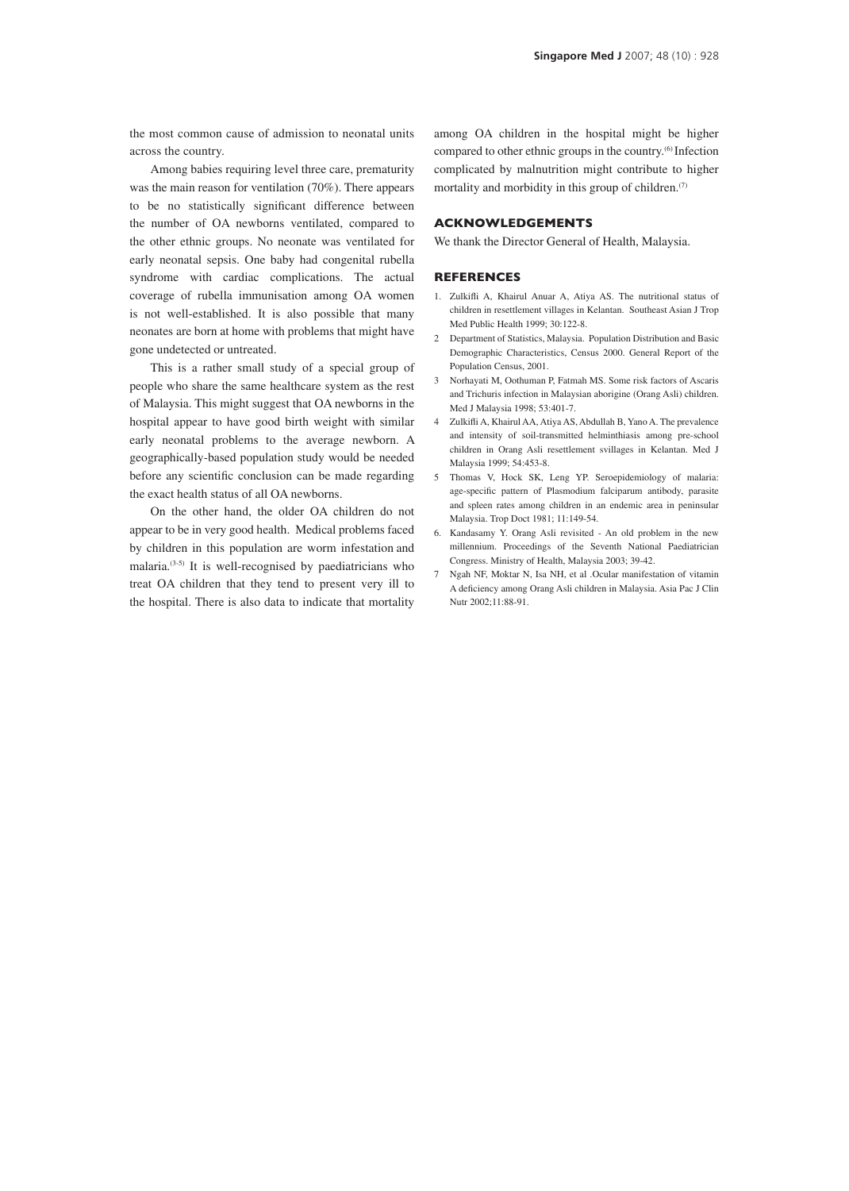the most common cause of admission to neonatal units across the country.

Among babies requiring level three care, prematurity was the main reason for ventilation (70%). There appears to be no statistically significant difference between the number of OA newborns ventilated, compared to the other ethnic groups. No neonate was ventilated for early neonatal sepsis. One baby had congenital rubella syndrome with cardiac complications. The actual coverage of rubella immunisation among OA women is not well-established. It is also possible that many neonates are born at home with problems that might have gone undetected or untreated.

This is a rather small study of a special group of people who share the same healthcare system as the rest of Malaysia. This might suggest that OA newborns in the hospital appear to have good birth weight with similar early neonatal problems to the average newborn. A geographically-based population study would be needed before any scientific conclusion can be made regarding the exact health status of all OA newborns.

On the other hand, the older OA children do not appear to be in very good health. Medical problems faced by children in this population are worm infestation and malaria.[3-5] It is well-recognised by paediatricians who treat OA children that they tend to present very ill to the hospital. There is also data to indicate that mortality among OA children in the hospital might be higher compared to other ethnic groups in the country.[6] Infection complicated by malnutrition might contribute to higher mortality and morbidity in this group of children.[7]

## ACKNOWLEDGEMENTS

We thank the Director General of Health, Malaysia.

## REFERENCES

1. Zulkifli A, Khairul Anuar A, Atiya AS. The nutritional status of children in resettlement villages in Kelantan. Southeast Asian J Trop Med Public Health 1999; 30:122-8.
2. Department of Statistics, Malaysia. Population Distribution and Basic Demographic Characteristics, Census 2000. General Report of the Population Census, 2001.
3. Norhayati M, Oothuman P, Fatmah MS. Some risk factors of Ascaris and Trichuris infection in Malaysian aborigine (Orang Asli) children. Med J Malaysia 1998; 53:401-7.
4. Zulkifli A, Khairul AA, Atiya AS, Abdullah B, Yano A. The prevalence and intensity of soil-transmitted helminthiasis among pre-school children in Orang Asli resettlement svillages in Kelantan. Med J Malaysia 1999; 54:453-8.
5. Thomas V, Hock SK, Leng YP. Seroepidemiology of malaria: age-specific pattern of Plasmodium falciparum antibody, parasite and spleen rates among children in an endemic area in peninsular Malaysia. Trop Doct 1981; 11:149-54.
6. Kandasamy Y. Orang Asli revisited - An old problem in the new millennium. Proceedings of the Seventh National Paediatrician Congress. Ministry of Health, Malaysia 2003; 39-42.
7. Ngah NF, Moktar N, Isa NH, et al .Ocular manifestation of vitamin A deficiency among Orang Asli children in Malaysia. Asia Pac J Clin Nutr 2002;11:88-91.